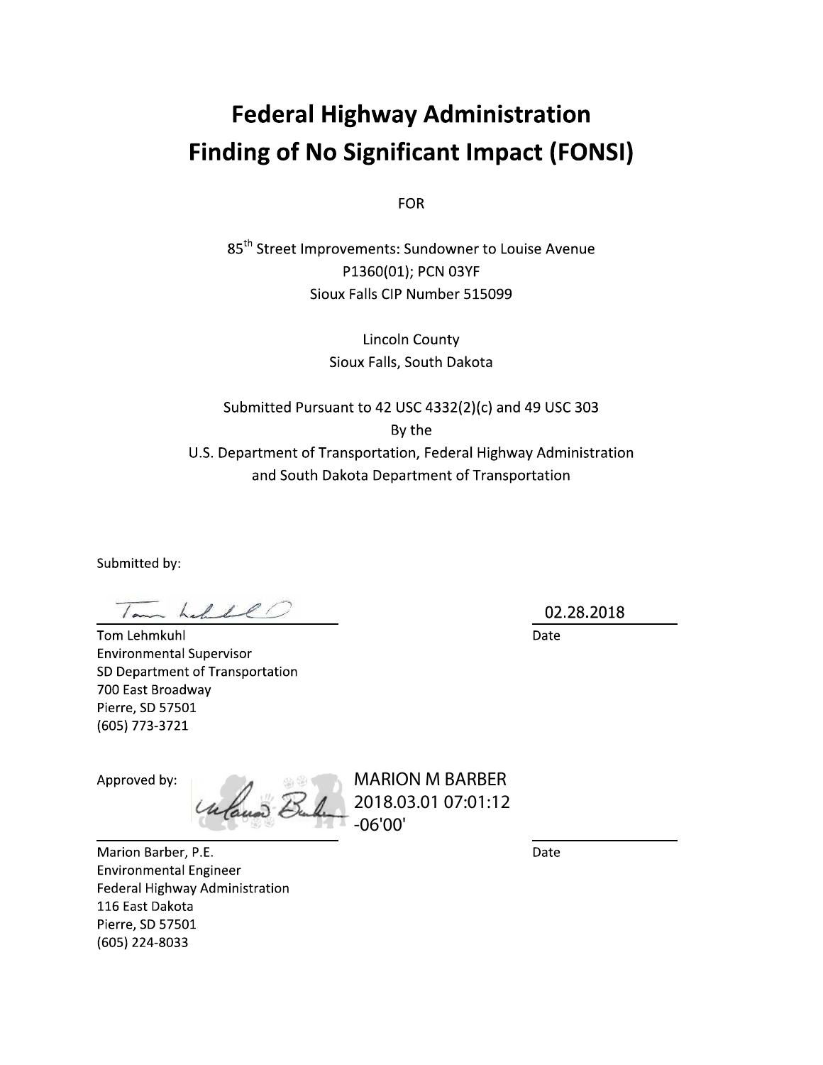# Federal Highway Administration
# Finding of No Significant Impact (FONSI)

FOR

85th Street Improvements: Sundowner to Louise Avenue
P1360(01); PCN 03YF
Sioux Falls CIP Number 515099

Lincoln County
Sioux Falls, South Dakota

Submitted Pursuant to 42 USC 4332(2)(c) and 49 USC 303
By the
U.S. Department of Transportation, Federal Highway Administration
and South Dakota Department of Transportation

Submitted by:

Tom Lehmkuhl
Environmental Supervisor
SD Department of Transportation
700 East Broadway
Pierre, SD 57501
(605) 773-3721

02.28.2018
Date

Approved by:

MARION M BARBER
2018.03.01 07:01:12
-06'00'

Marion Barber, P.E.
Environmental Engineer
Federal Highway Administration
116 East Dakota
Pierre, SD 57501
(605) 224-8033

Date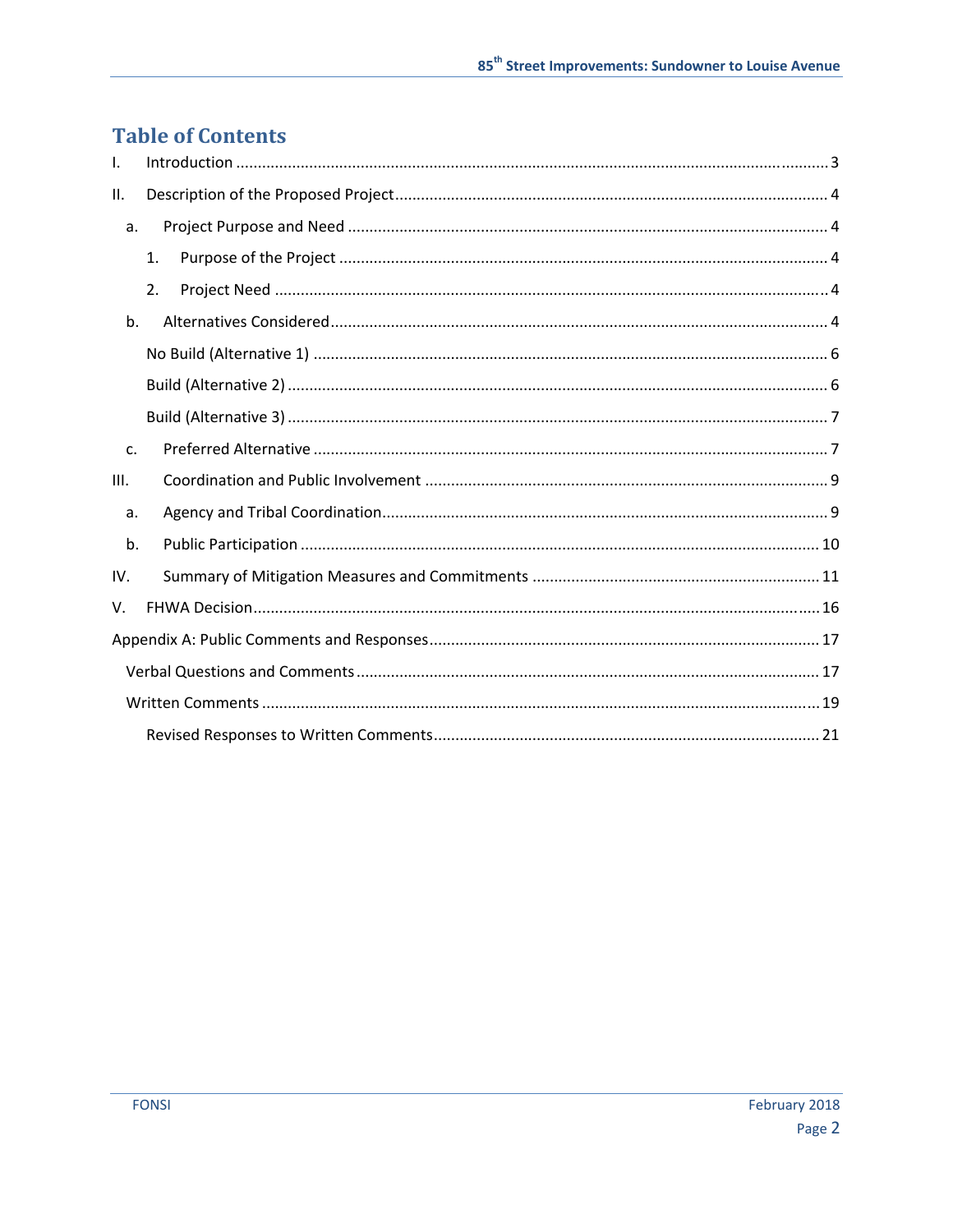# Table of Contents

I. Introduction ........................................................................................................................................ 3

II. Description of the Proposed Project .................................................................................................. 4

 a. Project Purpose and Need ............................................................................................................. 4

  1. Purpose of the Project .............................................................................................................. 4

  2. Project Need ............................................................................................................................. 4

 b. Alternatives Considered ................................................................................................................ 4

  No Build (Alternative 1) ................................................................................................................. 6

  Build (Alternative 2) ....................................................................................................................... 6

  Build (Alternative 3) ....................................................................................................................... 7

 c. Preferred Alternative ..................................................................................................................... 7

III. Coordination and Public Involvement ............................................................................................. 9

 a. Agency and Tribal Coordination ..................................................................................................... 9

 b. Public Participation ...................................................................................................................... 10

IV. Summary of Mitigation Measures and Commitments .................................................................... 11

V. FHWA Decision ................................................................................................................................. 16

Appendix A: Public Comments and Responses ...................................................................................... 17

 Verbal Questions and Comments ........................................................................................................ 17

 Written Comments .............................................................................................................................. 19

  Revised Responses to Written Comments ........................................................................................ 21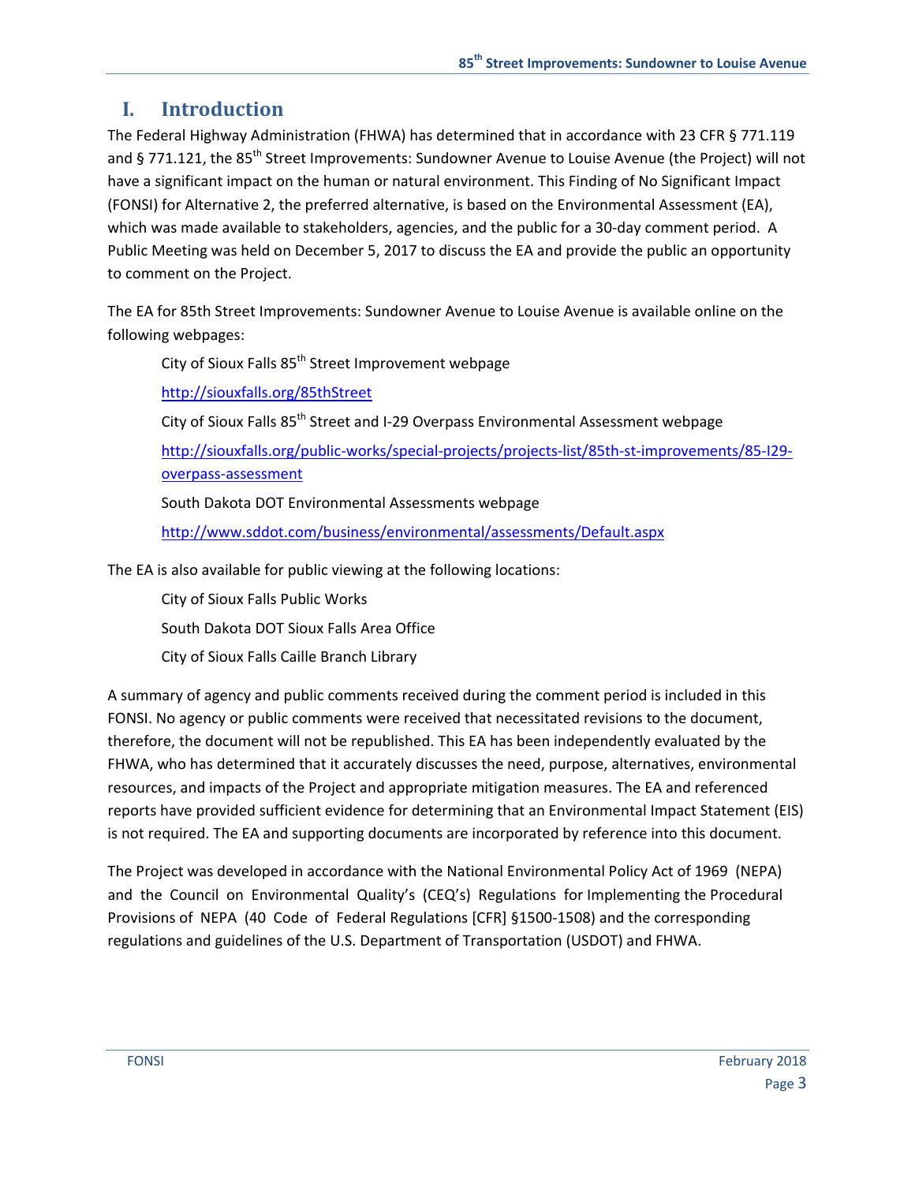# I. Introduction

The Federal Highway Administration (FHWA) has determined that in accordance with 23 CFR § 771.119 and § 771.121, the 85th Street Improvements: Sundowner Avenue to Louise Avenue (the Project) will not have a significant impact on the human or natural environment. This Finding of No Significant Impact (FONSI) for Alternative 2, the preferred alternative, is based on the Environmental Assessment (EA), which was made available to stakeholders, agencies, and the public for a 30-day comment period. A Public Meeting was held on December 5, 2017 to discuss the EA and provide the public an opportunity to comment on the Project.

The EA for 85th Street Improvements: Sundowner Avenue to Louise Avenue is available online on the following webpages:

> City of Sioux Falls 85th Street Improvement webpage
>
> http://siouxfalls.org/85thStreet
>
> City of Sioux Falls 85th Street and I-29 Overpass Environmental Assessment webpage
>
> http://siouxfalls.org/public-works/special-projects/projects-list/85th-st-improvements/85-I29-overpass-assessment
>
> South Dakota DOT Environmental Assessments webpage
>
> http://www.sddot.com/business/environmental/assessments/Default.aspx

The EA is also available for public viewing at the following locations:

> City of Sioux Falls Public Works
>
> South Dakota DOT Sioux Falls Area Office
>
> City of Sioux Falls Caille Branch Library

A summary of agency and public comments received during the comment period is included in this FONSI. No agency or public comments were received that necessitated revisions to the document, therefore, the document will not be republished. This EA has been independently evaluated by the FHWA, who has determined that it accurately discusses the need, purpose, alternatives, environmental resources, and impacts of the Project and appropriate mitigation measures. The EA and referenced reports have provided sufficient evidence for determining that an Environmental Impact Statement (EIS) is not required. The EA and supporting documents are incorporated by reference into this document.

The Project was developed in accordance with the National Environmental Policy Act of 1969 (NEPA) and the Council on Environmental Quality's (CEQ's) Regulations for Implementing the Procedural Provisions of NEPA (40 Code of Federal Regulations [CFR] §1500-1508) and the corresponding regulations and guidelines of the U.S. Department of Transportation (USDOT) and FHWA.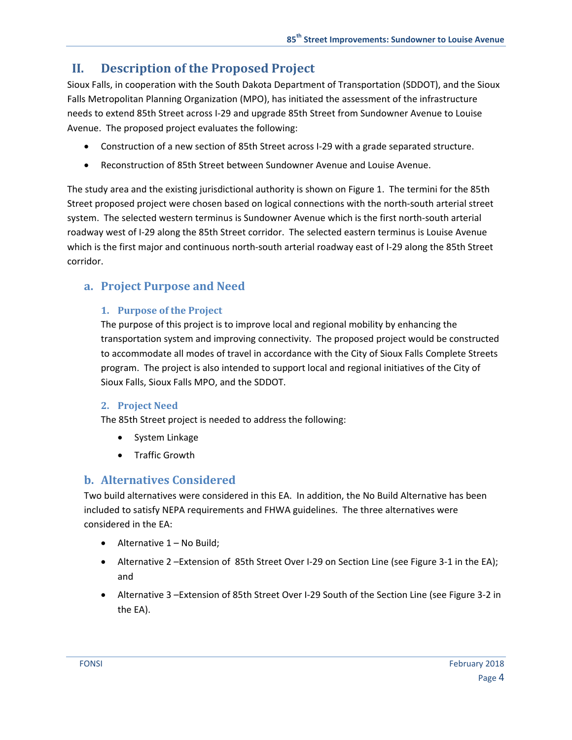# II. Description of the Proposed Project

Sioux Falls, in cooperation with the South Dakota Department of Transportation (SDDOT), and the Sioux Falls Metropolitan Planning Organization (MPO), has initiated the assessment of the infrastructure needs to extend 85th Street across I-29 and upgrade 85th Street from Sundowner Avenue to Louise Avenue. The proposed project evaluates the following:

- Construction of a new section of 85th Street across I-29 with a grade separated structure.
- Reconstruction of 85th Street between Sundowner Avenue and Louise Avenue.

The study area and the existing jurisdictional authority is shown on Figure 1. The termini for the 85th Street proposed project were chosen based on logical connections with the north-south arterial street system. The selected western terminus is Sundowner Avenue which is the first north-south arterial roadway west of I-29 along the 85th Street corridor. The selected eastern terminus is Louise Avenue which is the first major and continuous north-south arterial roadway east of I-29 along the 85th Street corridor.

## a. Project Purpose and Need

### 1. Purpose of the Project

The purpose of this project is to improve local and regional mobility by enhancing the transportation system and improving connectivity. The proposed project would be constructed to accommodate all modes of travel in accordance with the City of Sioux Falls Complete Streets program. The project is also intended to support local and regional initiatives of the City of Sioux Falls, Sioux Falls MPO, and the SDDOT.

### 2. Project Need

The 85th Street project is needed to address the following:

- System Linkage
- Traffic Growth

## b. Alternatives Considered

Two build alternatives were considered in this EA. In addition, the No Build Alternative has been included to satisfy NEPA requirements and FHWA guidelines. The three alternatives were considered in the EA:

- Alternative 1 – No Build;
- Alternative 2 –Extension of 85th Street Over I-29 on Section Line (see Figure 3-1 in the EA); and
- Alternative 3 –Extension of 85th Street Over I-29 South of the Section Line (see Figure 3-2 in the EA).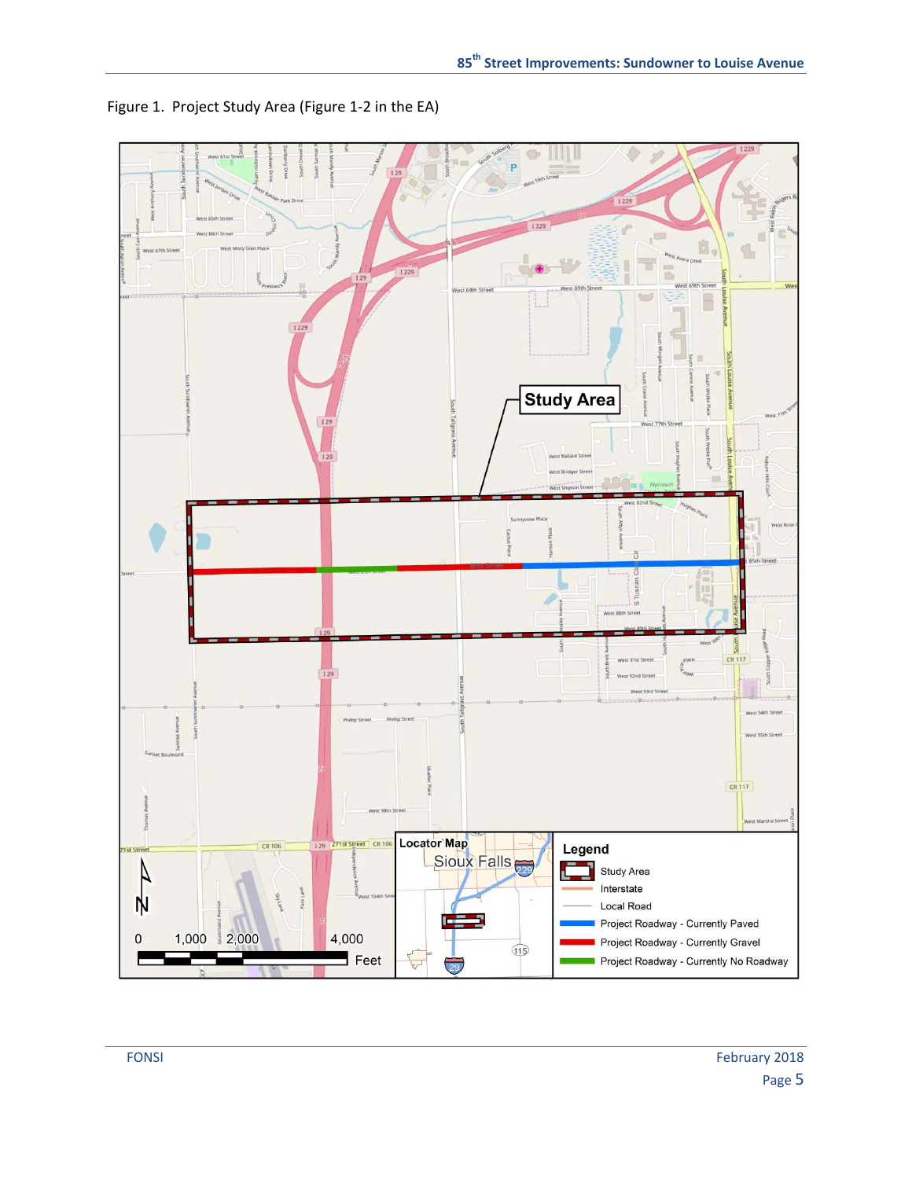Figure 1. Project Study Area (Figure 1-2 in the EA)

Study Area

Locator Map

Sioux Falls

Legend

- Study Area
- Interstate
- Local Road
- Project Roadway - Currently Paved
- Project Roadway - Currently Gravel
- Project Roadway - Currently No Roadway

0 1,000 2,000 4,000 Feet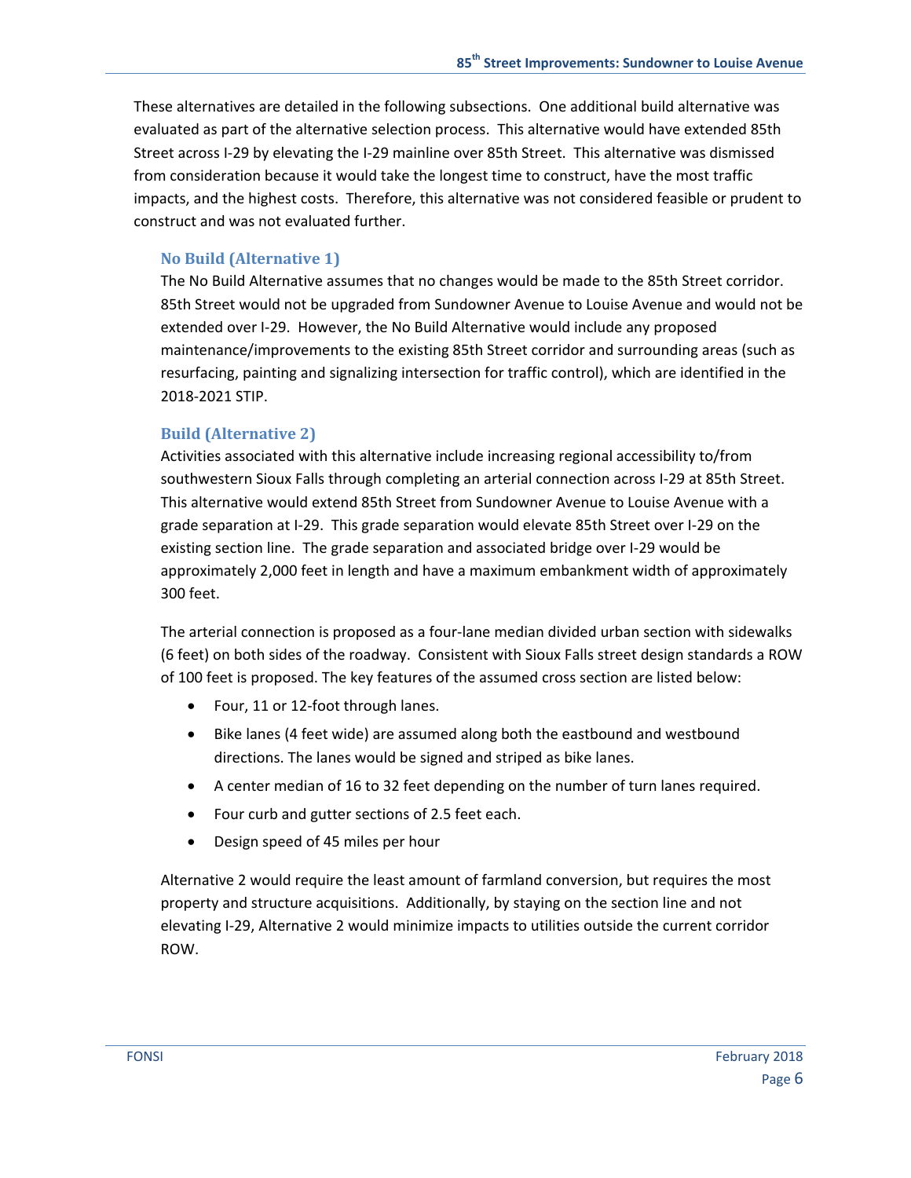These alternatives are detailed in the following subsections. One additional build alternative was evaluated as part of the alternative selection process. This alternative would have extended 85th Street across I-29 by elevating the I-29 mainline over 85th Street. This alternative was dismissed from consideration because it would take the longest time to construct, have the most traffic impacts, and the highest costs. Therefore, this alternative was not considered feasible or prudent to construct and was not evaluated further.

### No Build (Alternative 1)

The No Build Alternative assumes that no changes would be made to the 85th Street corridor. 85th Street would not be upgraded from Sundowner Avenue to Louise Avenue and would not be extended over I-29. However, the No Build Alternative would include any proposed maintenance/improvements to the existing 85th Street corridor and surrounding areas (such as resurfacing, painting and signalizing intersection for traffic control), which are identified in the 2018-2021 STIP.

### Build (Alternative 2)

Activities associated with this alternative include increasing regional accessibility to/from southwestern Sioux Falls through completing an arterial connection across I-29 at 85th Street. This alternative would extend 85th Street from Sundowner Avenue to Louise Avenue with a grade separation at I-29. This grade separation would elevate 85th Street over I-29 on the existing section line. The grade separation and associated bridge over I-29 would be approximately 2,000 feet in length and have a maximum embankment width of approximately 300 feet.

The arterial connection is proposed as a four-lane median divided urban section with sidewalks (6 feet) on both sides of the roadway. Consistent with Sioux Falls street design standards a ROW of 100 feet is proposed. The key features of the assumed cross section are listed below:

- Four, 11 or 12-foot through lanes.
- Bike lanes (4 feet wide) are assumed along both the eastbound and westbound directions. The lanes would be signed and striped as bike lanes.
- A center median of 16 to 32 feet depending on the number of turn lanes required.
- Four curb and gutter sections of 2.5 feet each.
- Design speed of 45 miles per hour

Alternative 2 would require the least amount of farmland conversion, but requires the most property and structure acquisitions. Additionally, by staying on the section line and not elevating I-29, Alternative 2 would minimize impacts to utilities outside the current corridor ROW.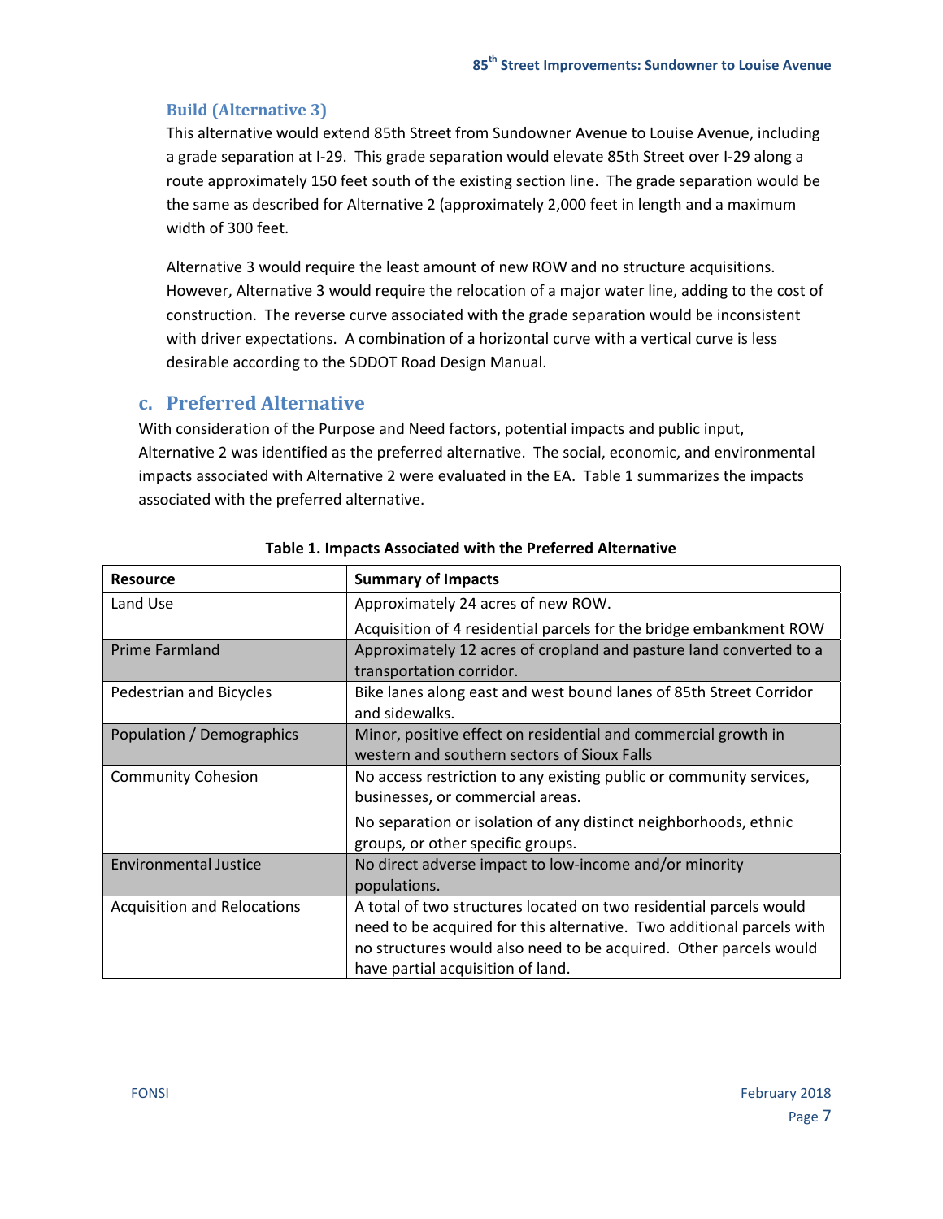### Build (Alternative 3)

This alternative would extend 85th Street from Sundowner Avenue to Louise Avenue, including a grade separation at I-29. This grade separation would elevate 85th Street over I-29 along a route approximately 150 feet south of the existing section line. The grade separation would be the same as described for Alternative 2 (approximately 2,000 feet in length and a maximum width of 300 feet.

Alternative 3 would require the least amount of new ROW and no structure acquisitions. However, Alternative 3 would require the relocation of a major water line, adding to the cost of construction. The reverse curve associated with the grade separation would be inconsistent with driver expectations. A combination of a horizontal curve with a vertical curve is less desirable according to the SDDOT Road Design Manual.

## c. Preferred Alternative

With consideration of the Purpose and Need factors, potential impacts and public input, Alternative 2 was identified as the preferred alternative. The social, economic, and environmental impacts associated with Alternative 2 were evaluated in the EA. Table 1 summarizes the impacts associated with the preferred alternative.

**Table 1. Impacts Associated with the Preferred Alternative**

| Resource | Summary of Impacts |
|---|---|
| Land Use | Approximately 24 acres of new ROW. <br> Acquisition of 4 residential parcels for the bridge embankment ROW |
| Prime Farmland | Approximately 12 acres of cropland and pasture land converted to a transportation corridor. |
| Pedestrian and Bicycles | Bike lanes along east and west bound lanes of 85th Street Corridor and sidewalks. |
| Population / Demographics | Minor, positive effect on residential and commercial growth in western and southern sectors of Sioux Falls |
| Community Cohesion | No access restriction to any existing public or community services, businesses, or commercial areas. <br> No separation or isolation of any distinct neighborhoods, ethnic groups, or other specific groups. |
| Environmental Justice | No direct adverse impact to low-income and/or minority populations. |
| Acquisition and Relocations | A total of two structures located on two residential parcels would need to be acquired for this alternative. Two additional parcels with no structures would also need to be acquired. Other parcels would have partial acquisition of land. |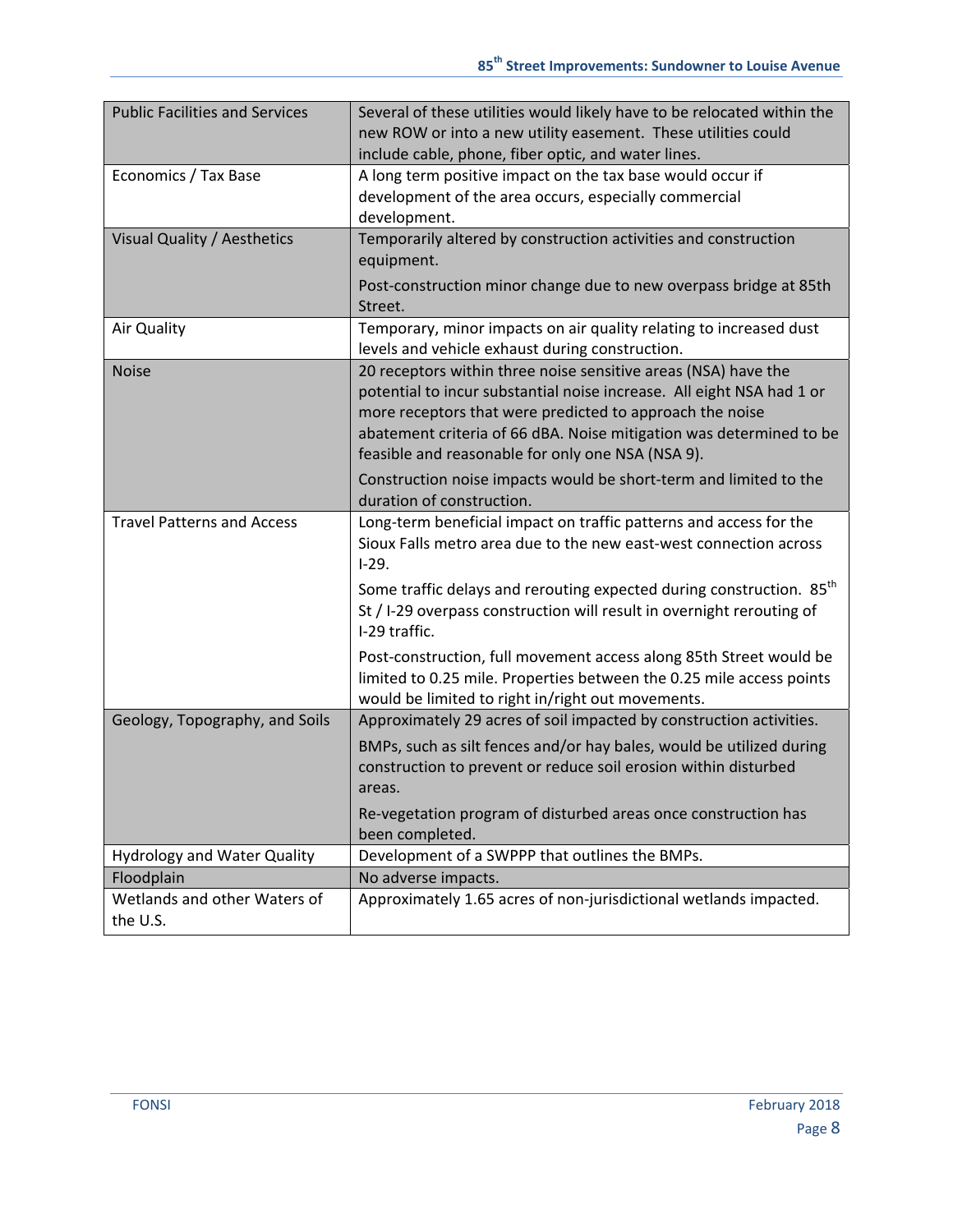| Public Facilities and Services | Several of these utilities would likely have to be relocated within the new ROW or into a new utility easement. These utilities could include cable, phone, fiber optic, and water lines. |
|---|---|
| Economics / Tax Base | A long term positive impact on the tax base would occur if development of the area occurs, especially commercial development. |
| Visual Quality / Aesthetics | Temporarily altered by construction activities and construction equipment.<br><br>Post-construction minor change due to new overpass bridge at 85th Street. |
| Air Quality | Temporary, minor impacts on air quality relating to increased dust levels and vehicle exhaust during construction. |
| Noise | 20 receptors within three noise sensitive areas (NSA) have the potential to incur substantial noise increase. All eight NSA had 1 or more receptors that were predicted to approach the noise abatement criteria of 66 dBA. Noise mitigation was determined to be feasible and reasonable for only one NSA (NSA 9).<br><br>Construction noise impacts would be short-term and limited to the duration of construction. |
| Travel Patterns and Access | Long-term beneficial impact on traffic patterns and access for the Sioux Falls metro area due to the new east-west connection across I-29.<br><br>Some traffic delays and rerouting expected during construction. 85th St / I-29 overpass construction will result in overnight rerouting of I-29 traffic.<br><br>Post-construction, full movement access along 85th Street would be limited to 0.25 mile. Properties between the 0.25 mile access points would be limited to right in/right out movements. |
| Geology, Topography, and Soils | Approximately 29 acres of soil impacted by construction activities.<br><br>BMPs, such as silt fences and/or hay bales, would be utilized during construction to prevent or reduce soil erosion within disturbed areas.<br><br>Re-vegetation program of disturbed areas once construction has been completed. |
| Hydrology and Water Quality | Development of a SWPPP that outlines the BMPs. |
| Floodplain | No adverse impacts. |
| Wetlands and other Waters of the U.S. | Approximately 1.65 acres of non-jurisdictional wetlands impacted. |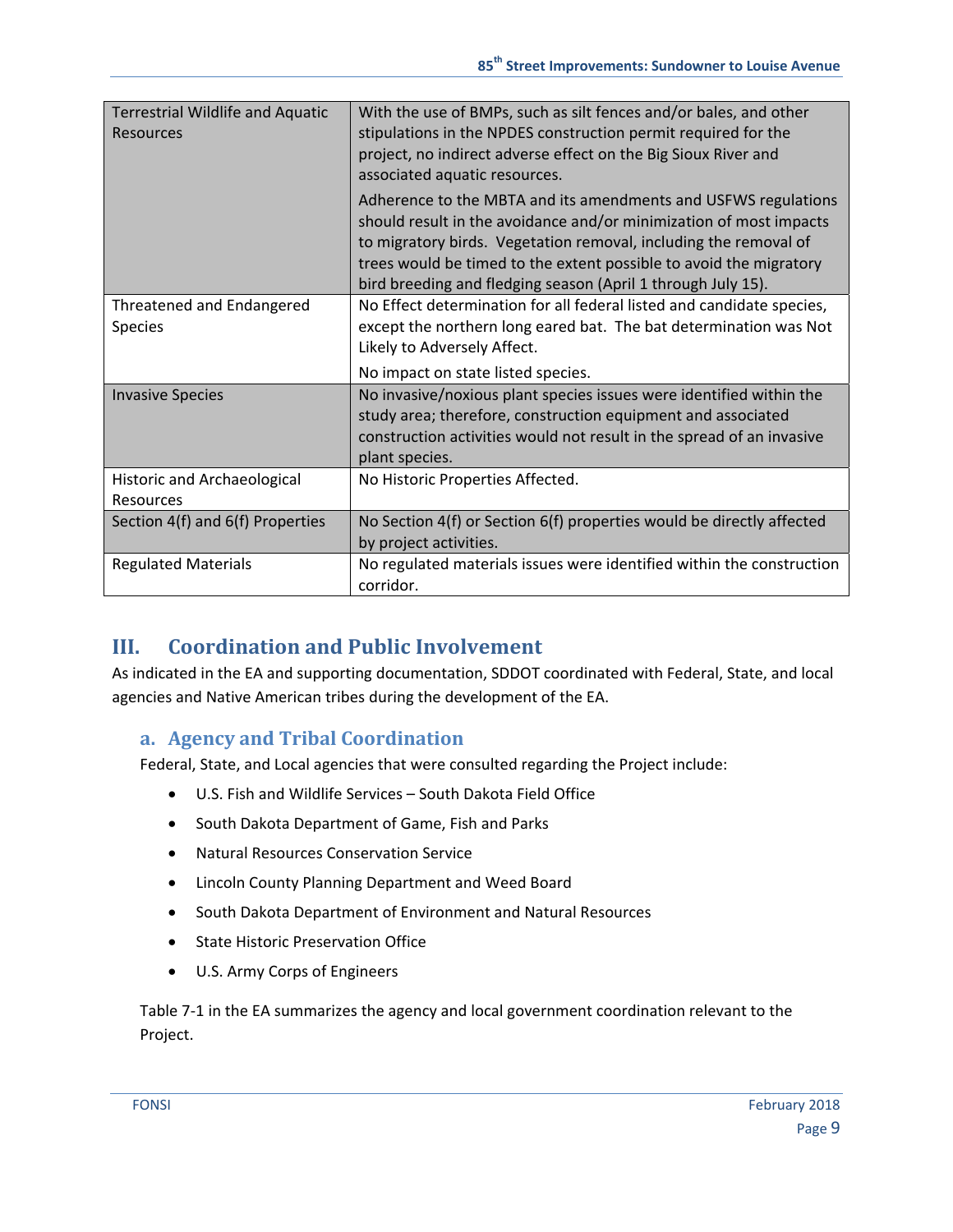| | |
|---|---|
| Terrestrial Wildlife and Aquatic Resources | With the use of BMPs, such as silt fences and/or bales, and other stipulations in the NPDES construction permit required for the project, no indirect adverse effect on the Big Sioux River and associated aquatic resources.<br><br>Adherence to the MBTA and its amendments and USFWS regulations should result in the avoidance and/or minimization of most impacts to migratory birds. Vegetation removal, including the removal of trees would be timed to the extent possible to avoid the migratory bird breeding and fledging season (April 1 through July 15). |
| Threatened and Endangered Species | No Effect determination for all federal listed and candidate species, except the northern long eared bat. The bat determination was Not Likely to Adversely Affect.<br><br>No impact on state listed species. |
| Invasive Species | No invasive/noxious plant species issues were identified within the study area; therefore, construction equipment and associated construction activities would not result in the spread of an invasive plant species. |
| Historic and Archaeological Resources | No Historic Properties Affected. |
| Section 4(f) and 6(f) Properties | No Section 4(f) or Section 6(f) properties would be directly affected by project activities. |
| Regulated Materials | No regulated materials issues were identified within the construction corridor. |

# III. Coordination and Public Involvement

As indicated in the EA and supporting documentation, SDDOT coordinated with Federal, State, and local agencies and Native American tribes during the development of the EA.

## a. Agency and Tribal Coordination

Federal, State, and Local agencies that were consulted regarding the Project include:

- U.S. Fish and Wildlife Services – South Dakota Field Office
- South Dakota Department of Game, Fish and Parks
- Natural Resources Conservation Service
- Lincoln County Planning Department and Weed Board
- South Dakota Department of Environment and Natural Resources
- State Historic Preservation Office
- U.S. Army Corps of Engineers

Table 7-1 in the EA summarizes the agency and local government coordination relevant to the Project.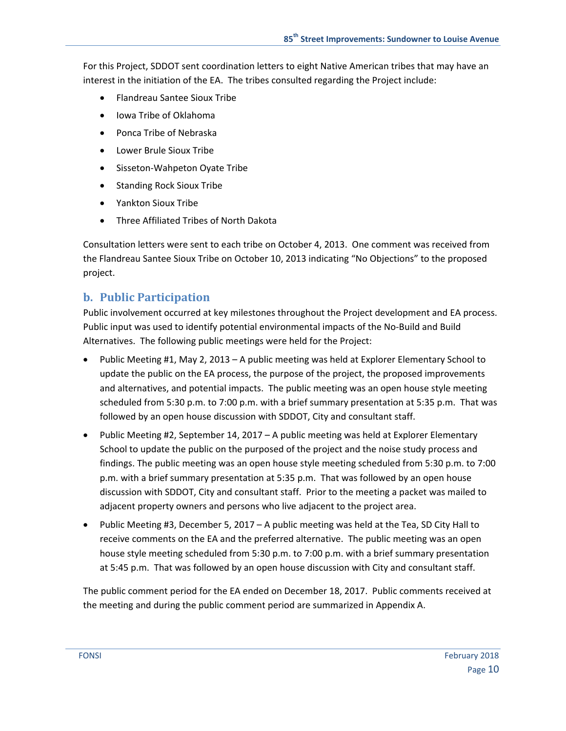For this Project, SDDOT sent coordination letters to eight Native American tribes that may have an interest in the initiation of the EA. The tribes consulted regarding the Project include:

- Flandreau Santee Sioux Tribe
- Iowa Tribe of Oklahoma
- Ponca Tribe of Nebraska
- Lower Brule Sioux Tribe
- Sisseton-Wahpeton Oyate Tribe
- Standing Rock Sioux Tribe
- Yankton Sioux Tribe
- Three Affiliated Tribes of North Dakota

Consultation letters were sent to each tribe on October 4, 2013. One comment was received from the Flandreau Santee Sioux Tribe on October 10, 2013 indicating "No Objections" to the proposed project.

## b. Public Participation

Public involvement occurred at key milestones throughout the Project development and EA process. Public input was used to identify potential environmental impacts of the No-Build and Build Alternatives. The following public meetings were held for the Project:

- Public Meeting #1, May 2, 2013 – A public meeting was held at Explorer Elementary School to update the public on the EA process, the purpose of the project, the proposed improvements and alternatives, and potential impacts. The public meeting was an open house style meeting scheduled from 5:30 p.m. to 7:00 p.m. with a brief summary presentation at 5:35 p.m. That was followed by an open house discussion with SDDOT, City and consultant staff.
- Public Meeting #2, September 14, 2017 – A public meeting was held at Explorer Elementary School to update the public on the purposed of the project and the noise study process and findings. The public meeting was an open house style meeting scheduled from 5:30 p.m. to 7:00 p.m. with a brief summary presentation at 5:35 p.m. That was followed by an open house discussion with SDDOT, City and consultant staff. Prior to the meeting a packet was mailed to adjacent property owners and persons who live adjacent to the project area.
- Public Meeting #3, December 5, 2017 – A public meeting was held at the Tea, SD City Hall to receive comments on the EA and the preferred alternative. The public meeting was an open house style meeting scheduled from 5:30 p.m. to 7:00 p.m. with a brief summary presentation at 5:45 p.m. That was followed by an open house discussion with City and consultant staff.

The public comment period for the EA ended on December 18, 2017. Public comments received at the meeting and during the public comment period are summarized in Appendix A.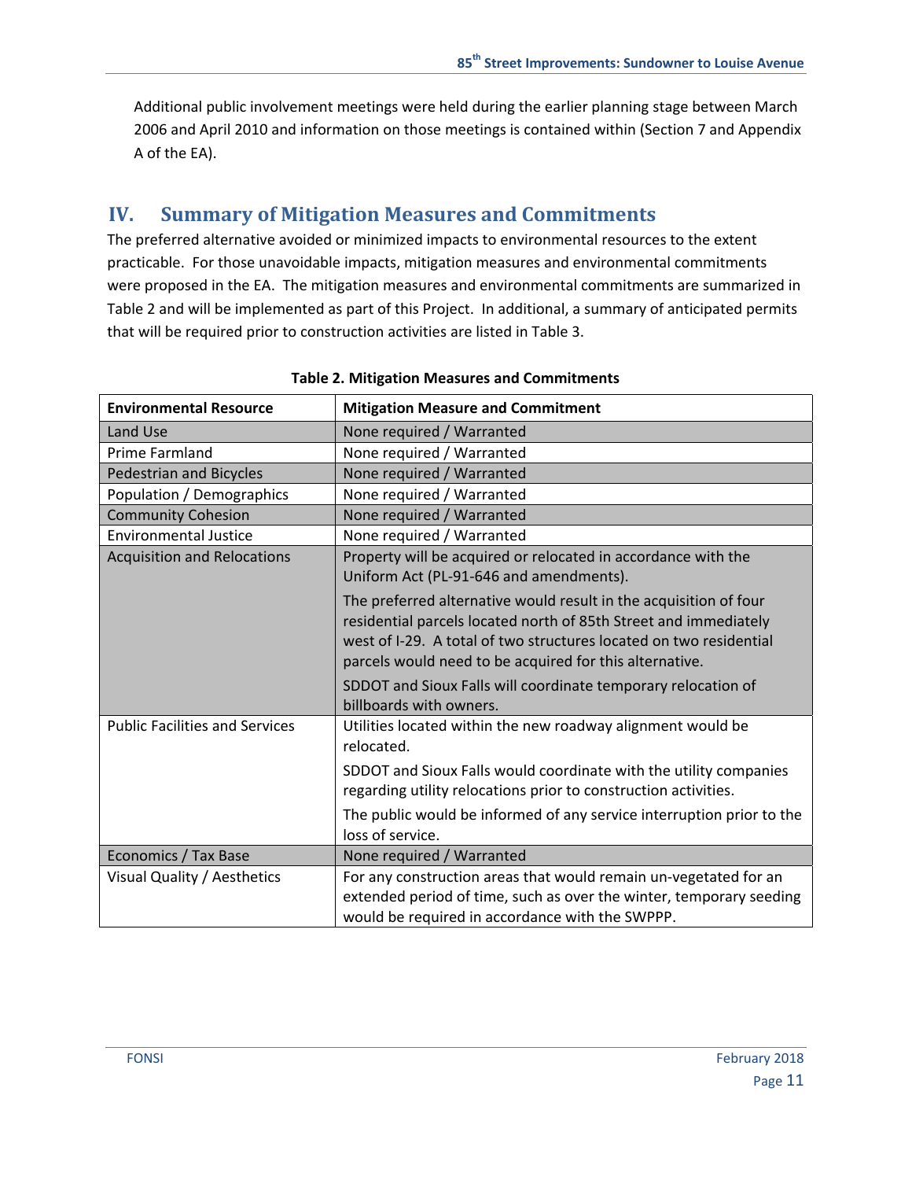Additional public involvement meetings were held during the earlier planning stage between March 2006 and April 2010 and information on those meetings is contained within (Section 7 and Appendix A of the EA).

## IV. Summary of Mitigation Measures and Commitments

The preferred alternative avoided or minimized impacts to environmental resources to the extent practicable. For those unavoidable impacts, mitigation measures and environmental commitments were proposed in the EA. The mitigation measures and environmental commitments are summarized in Table 2 and will be implemented as part of this Project. In additional, a summary of anticipated permits that will be required prior to construction activities are listed in Table 3.

**Table 2. Mitigation Measures and Commitments**

| Environmental Resource | Mitigation Measure and Commitment |
|---|---|
| Land Use | None required / Warranted |
| Prime Farmland | None required / Warranted |
| Pedestrian and Bicycles | None required / Warranted |
| Population / Demographics | None required / Warranted |
| Community Cohesion | None required / Warranted |
| Environmental Justice | None required / Warranted |
| Acquisition and Relocations | Property will be acquired or relocated in accordance with the Uniform Act (PL-91-646 and amendments).<br><br>The preferred alternative would result in the acquisition of four residential parcels located north of 85th Street and immediately west of I-29. A total of two structures located on two residential parcels would need to be acquired for this alternative.<br><br>SDDOT and Sioux Falls will coordinate temporary relocation of billboards with owners. |
| Public Facilities and Services | Utilities located within the new roadway alignment would be relocated.<br><br>SDDOT and Sioux Falls would coordinate with the utility companies regarding utility relocations prior to construction activities.<br><br>The public would be informed of any service interruption prior to the loss of service. |
| Economics / Tax Base | None required / Warranted |
| Visual Quality / Aesthetics | For any construction areas that would remain un-vegetated for an extended period of time, such as over the winter, temporary seeding would be required in accordance with the SWPPP. |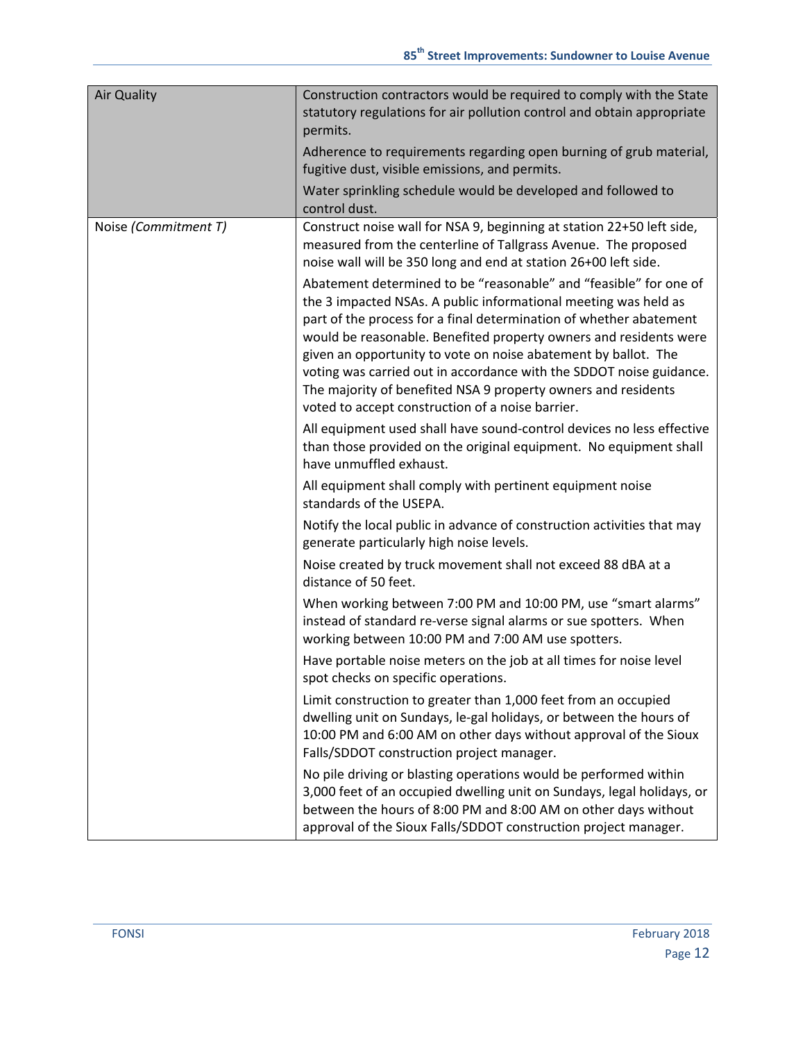| | |
|---|---|
| Air Quality | Construction contractors would be required to comply with the State statutory regulations for air pollution control and obtain appropriate permits.<br><br>Adherence to requirements regarding open burning of grub material, fugitive dust, visible emissions, and permits.<br><br>Water sprinkling schedule would be developed and followed to control dust. |
| Noise *(Commitment T)* | Construct noise wall for NSA 9, beginning at station 22+50 left side, measured from the centerline of Tallgrass Avenue. The proposed noise wall will be 350 long and end at station 26+00 left side.<br><br>Abatement determined to be "reasonable" and "feasible" for one of the 3 impacted NSAs. A public informational meeting was held as part of the process for a final determination of whether abatement would be reasonable. Benefited property owners and residents were given an opportunity to vote on noise abatement by ballot. The voting was carried out in accordance with the SDDOT noise guidance. The majority of benefited NSA 9 property owners and residents voted to accept construction of a noise barrier.<br><br>All equipment used shall have sound-control devices no less effective than those provided on the original equipment. No equipment shall have unmuffled exhaust.<br><br>All equipment shall comply with pertinent equipment noise standards of the USEPA.<br><br>Notify the local public in advance of construction activities that may generate particularly high noise levels.<br><br>Noise created by truck movement shall not exceed 88 dBA at a distance of 50 feet.<br><br>When working between 7:00 PM and 10:00 PM, use "smart alarms" instead of standard re-verse signal alarms or sue spotters. When working between 10:00 PM and 7:00 AM use spotters.<br><br>Have portable noise meters on the job at all times for noise level spot checks on specific operations.<br><br>Limit construction to greater than 1,000 feet from an occupied dwelling unit on Sundays, le-gal holidays, or between the hours of 10:00 PM and 6:00 AM on other days without approval of the Sioux Falls/SDDOT construction project manager.<br><br>No pile driving or blasting operations would be performed within 3,000 feet of an occupied dwelling unit on Sundays, legal holidays, or between the hours of 8:00 PM and 8:00 AM on other days without approval of the Sioux Falls/SDDOT construction project manager. |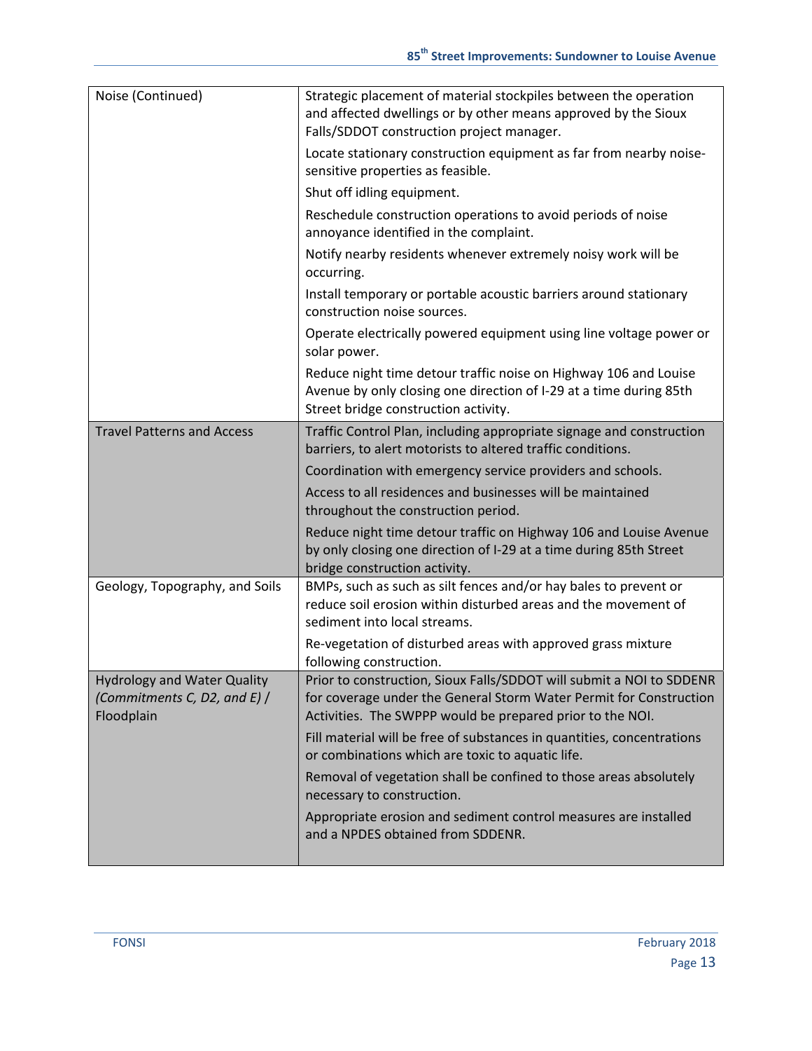| | |
|---|---|
| Noise (Continued) | Strategic placement of material stockpiles between the operation and affected dwellings or by other means approved by the Sioux Falls/SDDOT construction project manager.<br>Locate stationary construction equipment as far from nearby noise-sensitive properties as feasible.<br>Shut off idling equipment.<br>Reschedule construction operations to avoid periods of noise annoyance identified in the complaint.<br>Notify nearby residents whenever extremely noisy work will be occurring.<br>Install temporary or portable acoustic barriers around stationary construction noise sources.<br>Operate electrically powered equipment using line voltage power or solar power.<br>Reduce night time detour traffic noise on Highway 106 and Louise Avenue by only closing one direction of I-29 at a time during 85th Street bridge construction activity. |
| Travel Patterns and Access | Traffic Control Plan, including appropriate signage and construction barriers, to alert motorists to altered traffic conditions.<br>Coordination with emergency service providers and schools.<br>Access to all residences and businesses will be maintained throughout the construction period.<br>Reduce night time detour traffic on Highway 106 and Louise Avenue by only closing one direction of I-29 at a time during 85th Street bridge construction activity. |
| Geology, Topography, and Soils | BMPs, such as such as silt fences and/or hay bales to prevent or reduce soil erosion within disturbed areas and the movement of sediment into local streams.<br>Re-vegetation of disturbed areas with approved grass mixture following construction. |
| Hydrology and Water Quality *(Commitments C, D2, and E)* / Floodplain | Prior to construction, Sioux Falls/SDDOT will submit a NOI to SDDENR for coverage under the General Storm Water Permit for Construction Activities. The SWPPP would be prepared prior to the NOI.<br>Fill material will be free of substances in quantities, concentrations or combinations which are toxic to aquatic life.<br>Removal of vegetation shall be confined to those areas absolutely necessary to construction.<br>Appropriate erosion and sediment control measures are installed and a NPDES obtained from SDDENR. |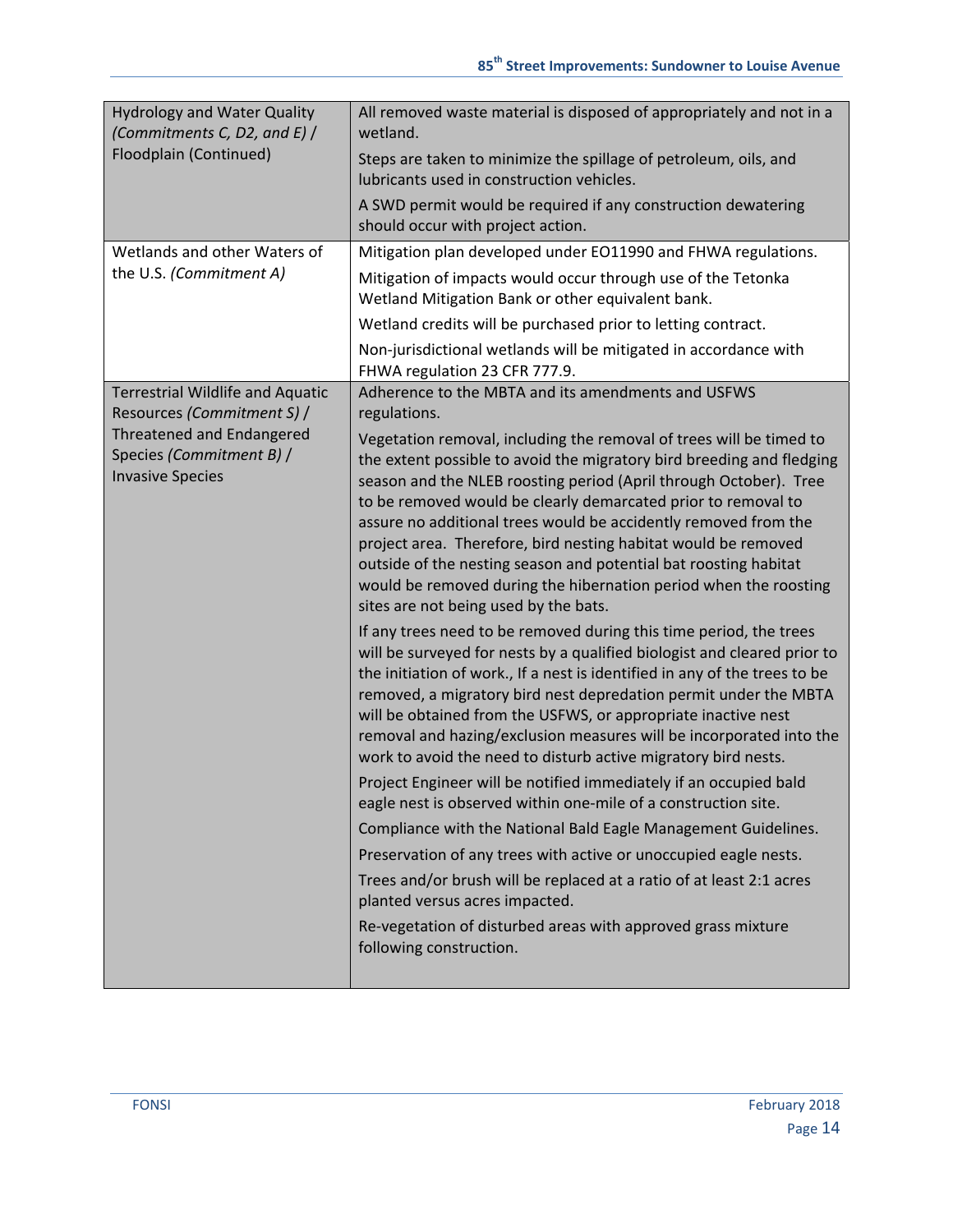| | |
|---|---|
| Hydrology and Water Quality *(Commitments C, D2, and E)* / Floodplain (Continued) | All removed waste material is disposed of appropriately and not in a wetland.<br><br>Steps are taken to minimize the spillage of petroleum, oils, and lubricants used in construction vehicles.<br><br>A SWD permit would be required if any construction dewatering should occur with project action. |
| Wetlands and other Waters of the U.S. *(Commitment A)* | Mitigation plan developed under EO11990 and FHWA regulations.<br><br>Mitigation of impacts would occur through use of the Tetonka Wetland Mitigation Bank or other equivalent bank.<br><br>Wetland credits will be purchased prior to letting contract.<br><br>Non-jurisdictional wetlands will be mitigated in accordance with FHWA regulation 23 CFR 777.9. |
| Terrestrial Wildlife and Aquatic Resources *(Commitment S)* / Threatened and Endangered Species *(Commitment B)* / Invasive Species | Adherence to the MBTA and its amendments and USFWS regulations.<br><br>Vegetation removal, including the removal of trees will be timed to the extent possible to avoid the migratory bird breeding and fledging season and the NLEB roosting period (April through October). Tree to be removed would be clearly demarcated prior to removal to assure no additional trees would be accidently removed from the project area. Therefore, bird nesting habitat would be removed outside of the nesting season and potential bat roosting habitat would be removed during the hibernation period when the roosting sites are not being used by the bats.<br><br>If any trees need to be removed during this time period, the trees will be surveyed for nests by a qualified biologist and cleared prior to the initiation of work., If a nest is identified in any of the trees to be removed, a migratory bird nest depredation permit under the MBTA will be obtained from the USFWS, or appropriate inactive nest removal and hazing/exclusion measures will be incorporated into the work to avoid the need to disturb active migratory bird nests.<br><br>Project Engineer will be notified immediately if an occupied bald eagle nest is observed within one-mile of a construction site.<br><br>Compliance with the National Bald Eagle Management Guidelines.<br><br>Preservation of any trees with active or unoccupied eagle nests.<br><br>Trees and/or brush will be replaced at a ratio of at least 2:1 acres planted versus acres impacted.<br><br>Re-vegetation of disturbed areas with approved grass mixture following construction. |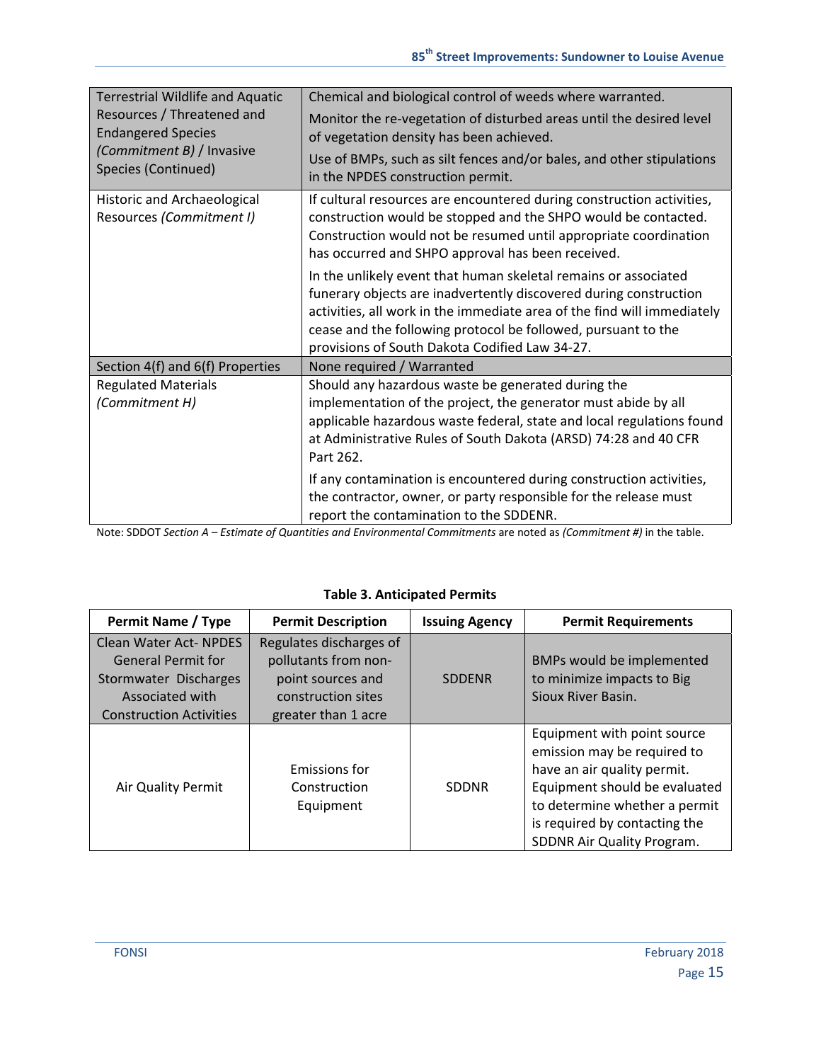| | |
|---|---|
| Terrestrial Wildlife and Aquatic Resources / Threatened and Endangered Species *(Commitment B)* / Invasive Species (Continued) | Chemical and biological control of weeds where warranted.<br><br>Monitor the re-vegetation of disturbed areas until the desired level of vegetation density has been achieved.<br><br>Use of BMPs, such as silt fences and/or bales, and other stipulations in the NPDES construction permit. |
| Historic and Archaeological Resources *(Commitment I)* | If cultural resources are encountered during construction activities, construction would be stopped and the SHPO would be contacted. Construction would not be resumed until appropriate coordination has occurred and SHPO approval has been received.<br><br>In the unlikely event that human skeletal remains or associated funerary objects are inadvertently discovered during construction activities, all work in the immediate area of the find will immediately cease and the following protocol be followed, pursuant to the provisions of South Dakota Codified Law 34-27. |
| Section 4(f) and 6(f) Properties | None required / Warranted |
| Regulated Materials *(Commitment H)* | Should any hazardous waste be generated during the implementation of the project, the generator must abide by all applicable hazardous waste federal, state and local regulations found at Administrative Rules of South Dakota (ARSD) 74:28 and 40 CFR Part 262.<br><br>If any contamination is encountered during construction activities, the contractor, owner, or party responsible for the release must report the contamination to the SDDENR. |

Note: SDDOT *Section A – Estimate of Quantities and Environmental Commitments* are noted as *(Commitment #)* in the table.

**Table 3. Anticipated Permits**

| Permit Name / Type | Permit Description | Issuing Agency | Permit Requirements |
|---|---|---|---|
| Clean Water Act- NPDES General Permit for Stormwater Discharges Associated with Construction Activities | Regulates discharges of pollutants from non-point sources and construction sites greater than 1 acre | SDDENR | BMPs would be implemented to minimize impacts to Big Sioux River Basin. |
| Air Quality Permit | Emissions for Construction Equipment | SDDNR | Equipment with point source emission may be required to have an air quality permit. Equipment should be evaluated to determine whether a permit is required by contacting the SDDNR Air Quality Program. |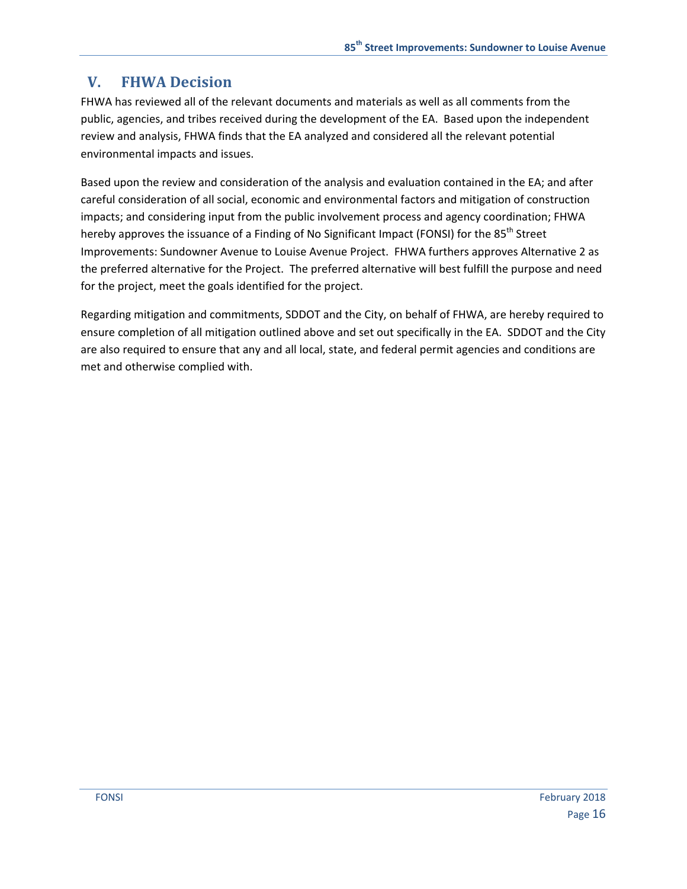## V. FHWA Decision

FHWA has reviewed all of the relevant documents and materials as well as all comments from the public, agencies, and tribes received during the development of the EA. Based upon the independent review and analysis, FHWA finds that the EA analyzed and considered all the relevant potential environmental impacts and issues.

Based upon the review and consideration of the analysis and evaluation contained in the EA; and after careful consideration of all social, economic and environmental factors and mitigation of construction impacts; and considering input from the public involvement process and agency coordination; FHWA hereby approves the issuance of a Finding of No Significant Impact (FONSI) for the 85th Street Improvements: Sundowner Avenue to Louise Avenue Project. FHWA furthers approves Alternative 2 as the preferred alternative for the Project. The preferred alternative will best fulfill the purpose and need for the project, meet the goals identified for the project.

Regarding mitigation and commitments, SDDOT and the City, on behalf of FHWA, are hereby required to ensure completion of all mitigation outlined above and set out specifically in the EA. SDDOT and the City are also required to ensure that any and all local, state, and federal permit agencies and conditions are met and otherwise complied with.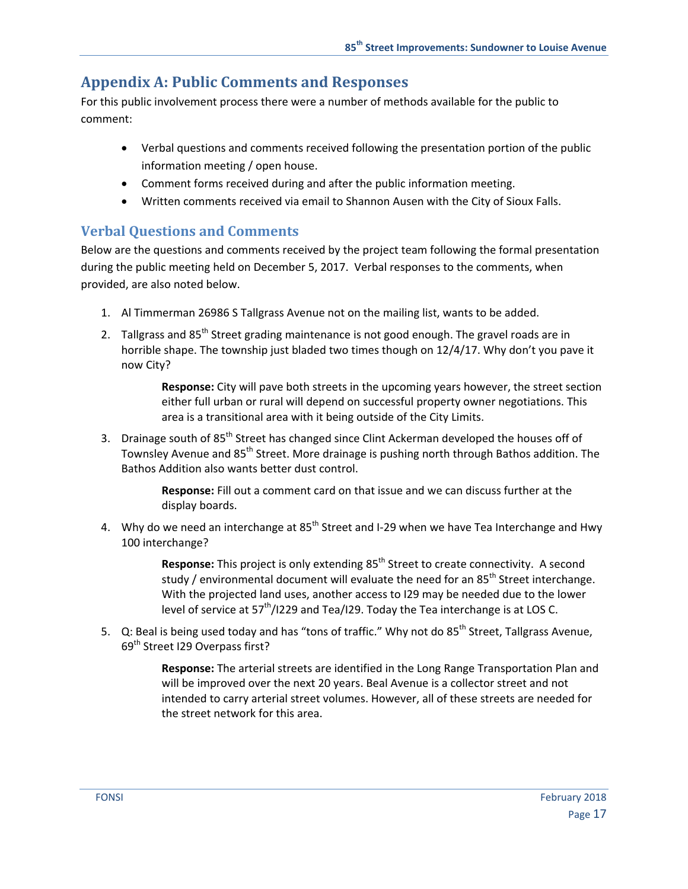# Appendix A: Public Comments and Responses

For this public involvement process there were a number of methods available for the public to comment:

- Verbal questions and comments received following the presentation portion of the public information meeting / open house.
- Comment forms received during and after the public information meeting.
- Written comments received via email to Shannon Ausen with the City of Sioux Falls.

## Verbal Questions and Comments

Below are the questions and comments received by the project team following the formal presentation during the public meeting held on December 5, 2017. Verbal responses to the comments, when provided, are also noted below.

1. Al Timmerman 26986 S Tallgrass Avenue not on the mailing list, wants to be added.
2. Tallgrass and 85th Street grading maintenance is not good enough. The gravel roads are in horrible shape. The township just bladed two times though on 12/4/17. Why don't you pave it now City?

   **Response:** City will pave both streets in the upcoming years however, the street section either full urban or rural will depend on successful property owner negotiations. This area is a transitional area with it being outside of the City Limits.

3. Drainage south of 85th Street has changed since Clint Ackerman developed the houses off of Townsley Avenue and 85th Street. More drainage is pushing north through Bathos addition. The Bathos Addition also wants better dust control.

   **Response:** Fill out a comment card on that issue and we can discuss further at the display boards.

4. Why do we need an interchange at 85th Street and I-29 when we have Tea Interchange and Hwy 100 interchange?

   **Response:** This project is only extending 85th Street to create connectivity. A second study / environmental document will evaluate the need for an 85th Street interchange. With the projected land uses, another access to I29 may be needed due to the lower level of service at 57th/I229 and Tea/I29. Today the Tea interchange is at LOS C.

5. Q: Beal is being used today and has "tons of traffic." Why not do 85th Street, Tallgrass Avenue, 69th Street I29 Overpass first?

   **Response:** The arterial streets are identified in the Long Range Transportation Plan and will be improved over the next 20 years. Beal Avenue is a collector street and not intended to carry arterial street volumes. However, all of these streets are needed for the street network for this area.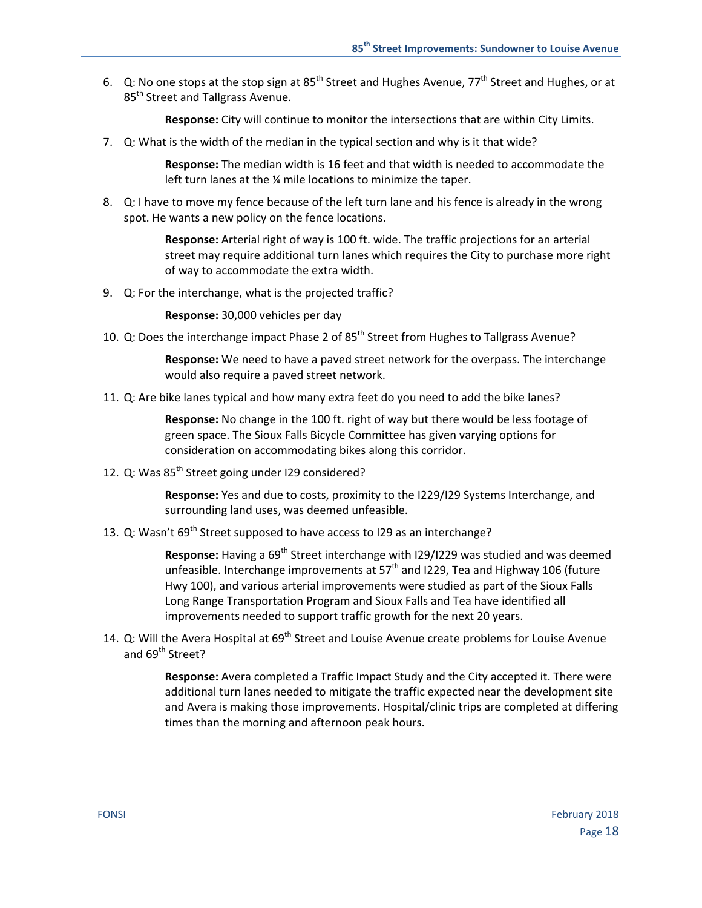6. Q: No one stops at the stop sign at 85th Street and Hughes Avenue, 77th Street and Hughes, or at 85th Street and Tallgrass Avenue.

   **Response:** City will continue to monitor the intersections that are within City Limits.

7. Q: What is the width of the median in the typical section and why is it that wide?

   **Response:** The median width is 16 feet and that width is needed to accommodate the left turn lanes at the ¼ mile locations to minimize the taper.

8. Q: I have to move my fence because of the left turn lane and his fence is already in the wrong spot. He wants a new policy on the fence locations.

   **Response:** Arterial right of way is 100 ft. wide. The traffic projections for an arterial street may require additional turn lanes which requires the City to purchase more right of way to accommodate the extra width.

9. Q: For the interchange, what is the projected traffic?

   **Response:** 30,000 vehicles per day

10. Q: Does the interchange impact Phase 2 of 85th Street from Hughes to Tallgrass Avenue?

    **Response:** We need to have a paved street network for the overpass. The interchange would also require a paved street network.

11. Q: Are bike lanes typical and how many extra feet do you need to add the bike lanes?

    **Response:** No change in the 100 ft. right of way but there would be less footage of green space. The Sioux Falls Bicycle Committee has given varying options for consideration on accommodating bikes along this corridor.

12. Q: Was 85th Street going under I29 considered?

    **Response:** Yes and due to costs, proximity to the I229/I29 Systems Interchange, and surrounding land uses, was deemed unfeasible.

13. Q: Wasn't 69th Street supposed to have access to I29 as an interchange?

    **Response:** Having a 69th Street interchange with I29/I229 was studied and was deemed unfeasible. Interchange improvements at 57th and I229, Tea and Highway 106 (future Hwy 100), and various arterial improvements were studied as part of the Sioux Falls Long Range Transportation Program and Sioux Falls and Tea have identified all improvements needed to support traffic growth for the next 20 years.

14. Q: Will the Avera Hospital at 69th Street and Louise Avenue create problems for Louise Avenue and 69th Street?

    **Response:** Avera completed a Traffic Impact Study and the City accepted it. There were additional turn lanes needed to mitigate the traffic expected near the development site and Avera is making those improvements. Hospital/clinic trips are completed at differing times than the morning and afternoon peak hours.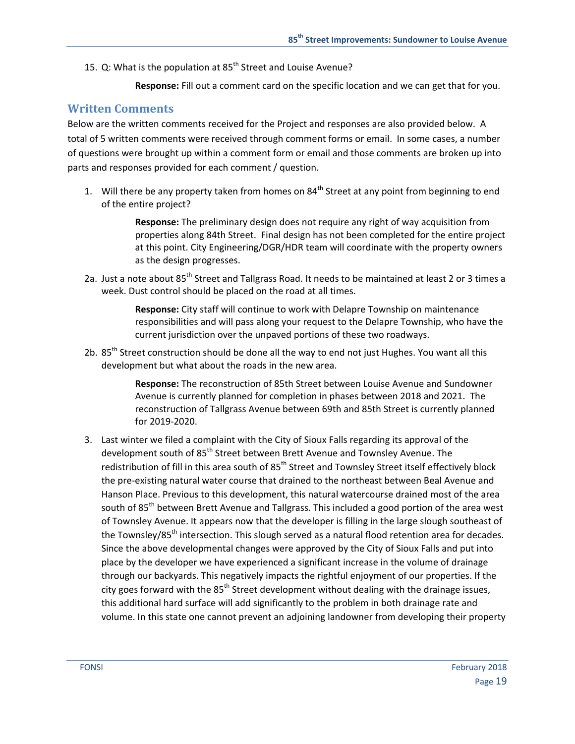15. Q: What is the population at 85th Street and Louise Avenue?

    **Response:** Fill out a comment card on the specific location and we can get that for you.

## Written Comments

Below are the written comments received for the Project and responses are also provided below. A total of 5 written comments were received through comment forms or email. In some cases, a number of questions were brought up within a comment form or email and those comments are broken up into parts and responses provided for each comment / question.

1. Will there be any property taken from homes on 84th Street at any point from beginning to end of the entire project?

    **Response:** The preliminary design does not require any right of way acquisition from properties along 84th Street. Final design has not been completed for the entire project at this point. City Engineering/DGR/HDR team will coordinate with the property owners as the design progresses.

2a. Just a note about 85th Street and Tallgrass Road. It needs to be maintained at least 2 or 3 times a week. Dust control should be placed on the road at all times.

    **Response:** City staff will continue to work with Delapre Township on maintenance responsibilities and will pass along your request to the Delapre Township, who have the current jurisdiction over the unpaved portions of these two roadways.

2b. 85th Street construction should be done all the way to end not just Hughes. You want all this development but what about the roads in the new area.

    **Response:** The reconstruction of 85th Street between Louise Avenue and Sundowner Avenue is currently planned for completion in phases between 2018 and 2021. The reconstruction of Tallgrass Avenue between 69th and 85th Street is currently planned for 2019-2020.

3. Last winter we filed a complaint with the City of Sioux Falls regarding its approval of the development south of 85th Street between Brett Avenue and Townsley Avenue. The redistribution of fill in this area south of 85th Street and Townsley Street itself effectively block the pre-existing natural water course that drained to the northeast between Beal Avenue and Hanson Place. Previous to this development, this natural watercourse drained most of the area south of 85th between Brett Avenue and Tallgrass. This included a good portion of the area west of Townsley Avenue. It appears now that the developer is filling in the large slough southeast of the Townsley/85th intersection. This slough served as a natural flood retention area for decades. Since the above developmental changes were approved by the City of Sioux Falls and put into place by the developer we have experienced a significant increase in the volume of drainage through our backyards. This negatively impacts the rightful enjoyment of our properties. If the city goes forward with the 85th Street development without dealing with the drainage issues, this additional hard surface will add significantly to the problem in both drainage rate and volume. In this state one cannot prevent an adjoining landowner from developing their property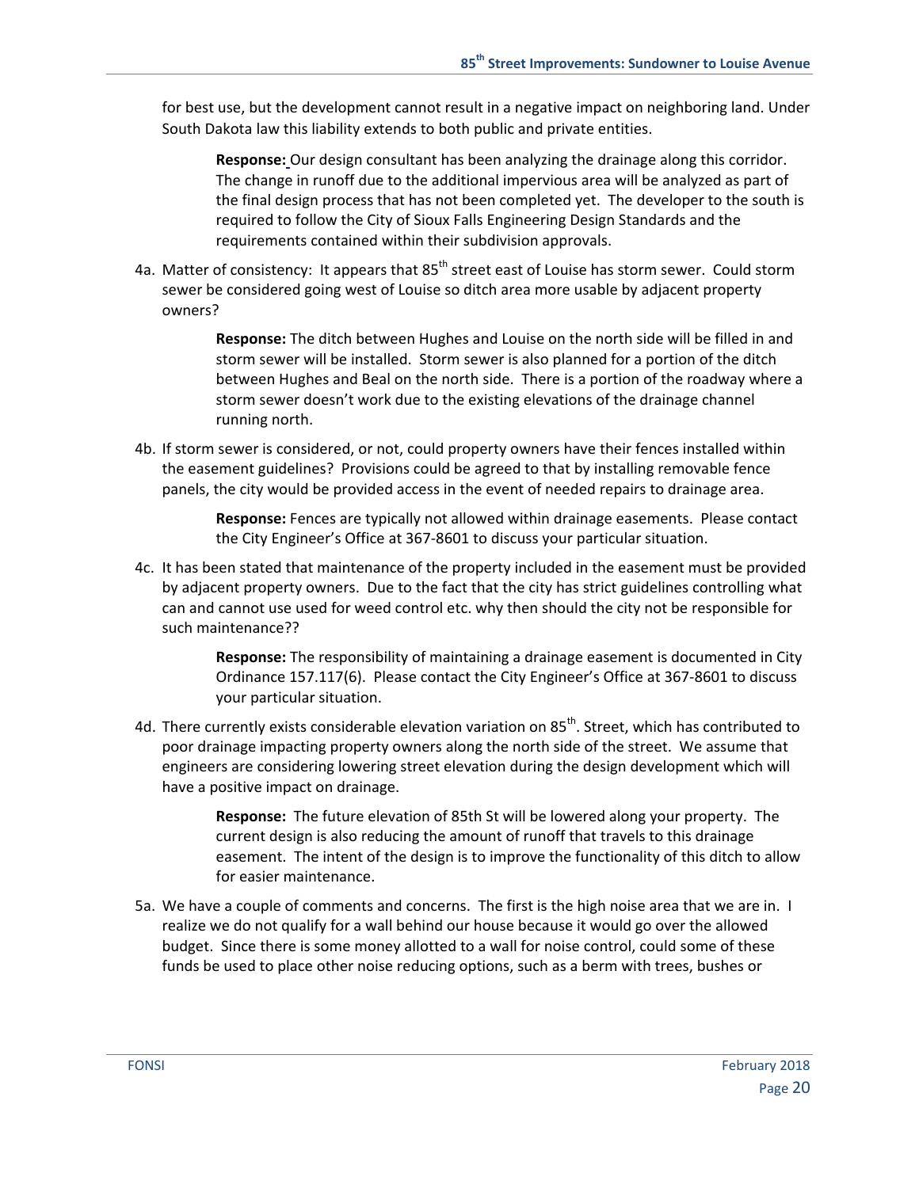for best use, but the development cannot result in a negative impact on neighboring land. Under South Dakota law this liability extends to both public and private entities.

> **Response:** Our design consultant has been analyzing the drainage along this corridor. The change in runoff due to the additional impervious area will be analyzed as part of the final design process that has not been completed yet. The developer to the south is required to follow the City of Sioux Falls Engineering Design Standards and the requirements contained within their subdivision approvals.

4a. Matter of consistency: It appears that 85th street east of Louise has storm sewer. Could storm sewer be considered going west of Louise so ditch area more usable by adjacent property owners?

> **Response:** The ditch between Hughes and Louise on the north side will be filled in and storm sewer will be installed. Storm sewer is also planned for a portion of the ditch between Hughes and Beal on the north side. There is a portion of the roadway where a storm sewer doesn't work due to the existing elevations of the drainage channel running north.

4b. If storm sewer is considered, or not, could property owners have their fences installed within the easement guidelines? Provisions could be agreed to that by installing removable fence panels, the city would be provided access in the event of needed repairs to drainage area.

> **Response:** Fences are typically not allowed within drainage easements. Please contact the City Engineer's Office at 367-8601 to discuss your particular situation.

4c. It has been stated that maintenance of the property included in the easement must be provided by adjacent property owners. Due to the fact that the city has strict guidelines controlling what can and cannot used for weed control etc. why then should the city not be responsible for such maintenance??

> **Response:** The responsibility of maintaining a drainage easement is documented in City Ordinance 157.117(6). Please contact the City Engineer's Office at 367-8601 to discuss your particular situation.

4d. There currently exists considerable elevation variation on 85th. Street, which has contributed to poor drainage impacting property owners along the north side of the street. We assume that engineers are considering lowering street elevation during the design development which will have a positive impact on drainage.

> **Response:** The future elevation of 85th St will be lowered along your property. The current design is also reducing the amount of runoff that travels to this drainage easement. The intent of the design is to improve the functionality of this ditch to allow for easier maintenance.

5a. We have a couple of comments and concerns. The first is the high noise area that we are in. I realize we do not qualify for a wall behind our house because it would go over the allowed budget. Since there is some money allotted to a wall for noise control, could some of these funds be used to place other noise reducing options, such as a berm with trees, bushes or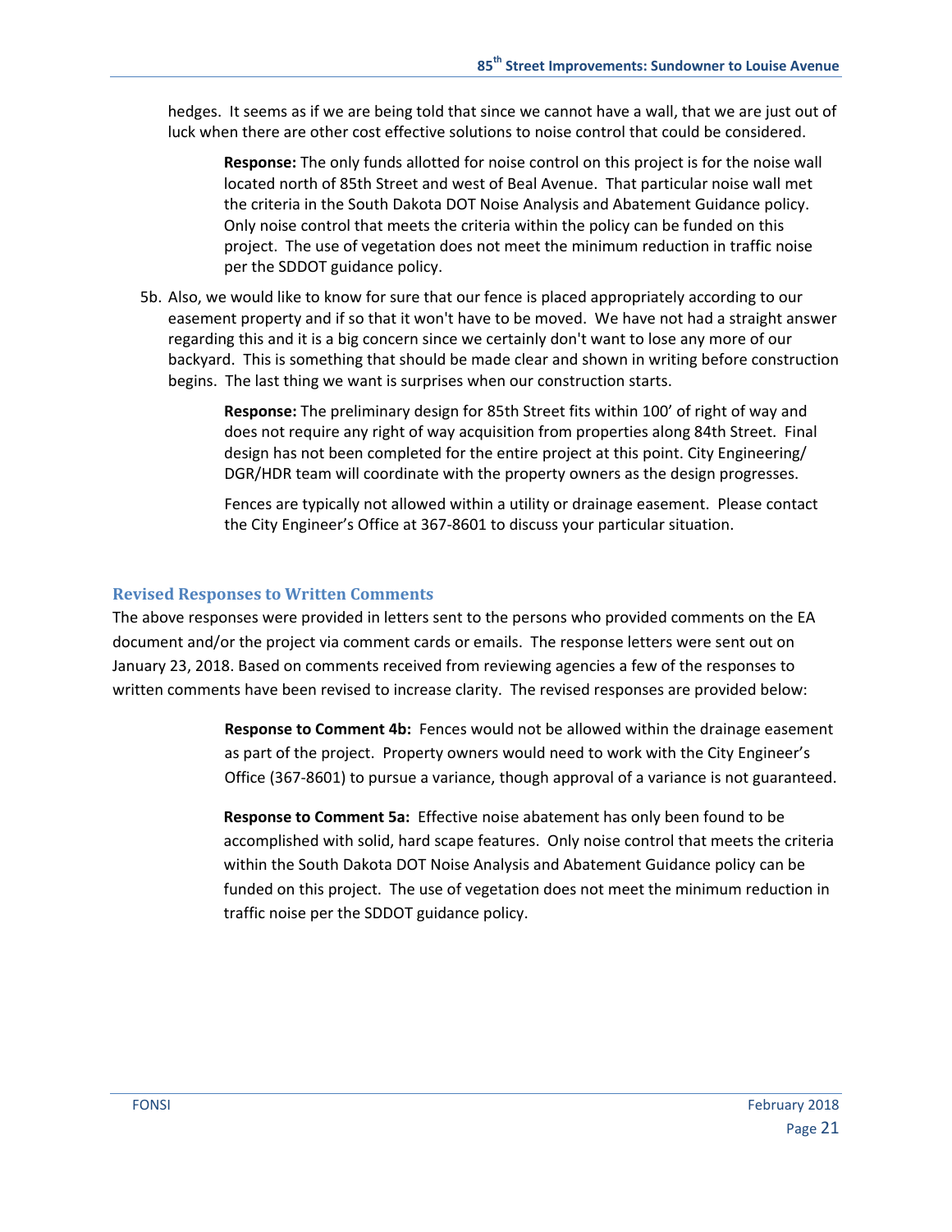hedges. It seems as if we are being told that since we cannot have a wall, that we are just out of luck when there are other cost effective solutions to noise control that could be considered.

> **Response:** The only funds allotted for noise control on this project is for the noise wall located north of 85th Street and west of Beal Avenue. That particular noise wall met the criteria in the South Dakota DOT Noise Analysis and Abatement Guidance policy. Only noise control that meets the criteria within the policy can be funded on this project. The use of vegetation does not meet the minimum reduction in traffic noise per the SDDOT guidance policy.

5b. Also, we would like to know for sure that our fence is placed appropriately according to our easement property and if so that it won't have to be moved. We have not had a straight answer regarding this and it is a big concern since we certainly don't want to lose any more of our backyard. This is something that should be made clear and shown in writing before construction begins. The last thing we want is surprises when our construction starts.

> **Response:** The preliminary design for 85th Street fits within 100' of right of way and does not require any right of way acquisition from properties along 84th Street. Final design has not been completed for the entire project at this point. City Engineering/ DGR/HDR team will coordinate with the property owners as the design progresses.
>
> Fences are typically not allowed within a utility or drainage easement. Please contact the City Engineer's Office at 367-8601 to discuss your particular situation.

## Revised Responses to Written Comments

The above responses were provided in letters sent to the persons who provided comments on the EA document and/or the project via comment cards or emails. The response letters were sent out on January 23, 2018. Based on comments received from reviewing agencies a few of the responses to written comments have been revised to increase clarity. The revised responses are provided below:

> **Response to Comment 4b:** Fences would not be allowed within the drainage easement as part of the project. Property owners would need to work with the City Engineer's Office (367-8601) to pursue a variance, though approval of a variance is not guaranteed.
>
> **Response to Comment 5a:** Effective noise abatement has only been found to be accomplished with solid, hard scape features. Only noise control that meets the criteria within the South Dakota DOT Noise Analysis and Abatement Guidance policy can be funded on this project. The use of vegetation does not meet the minimum reduction in traffic noise per the SDDOT guidance policy.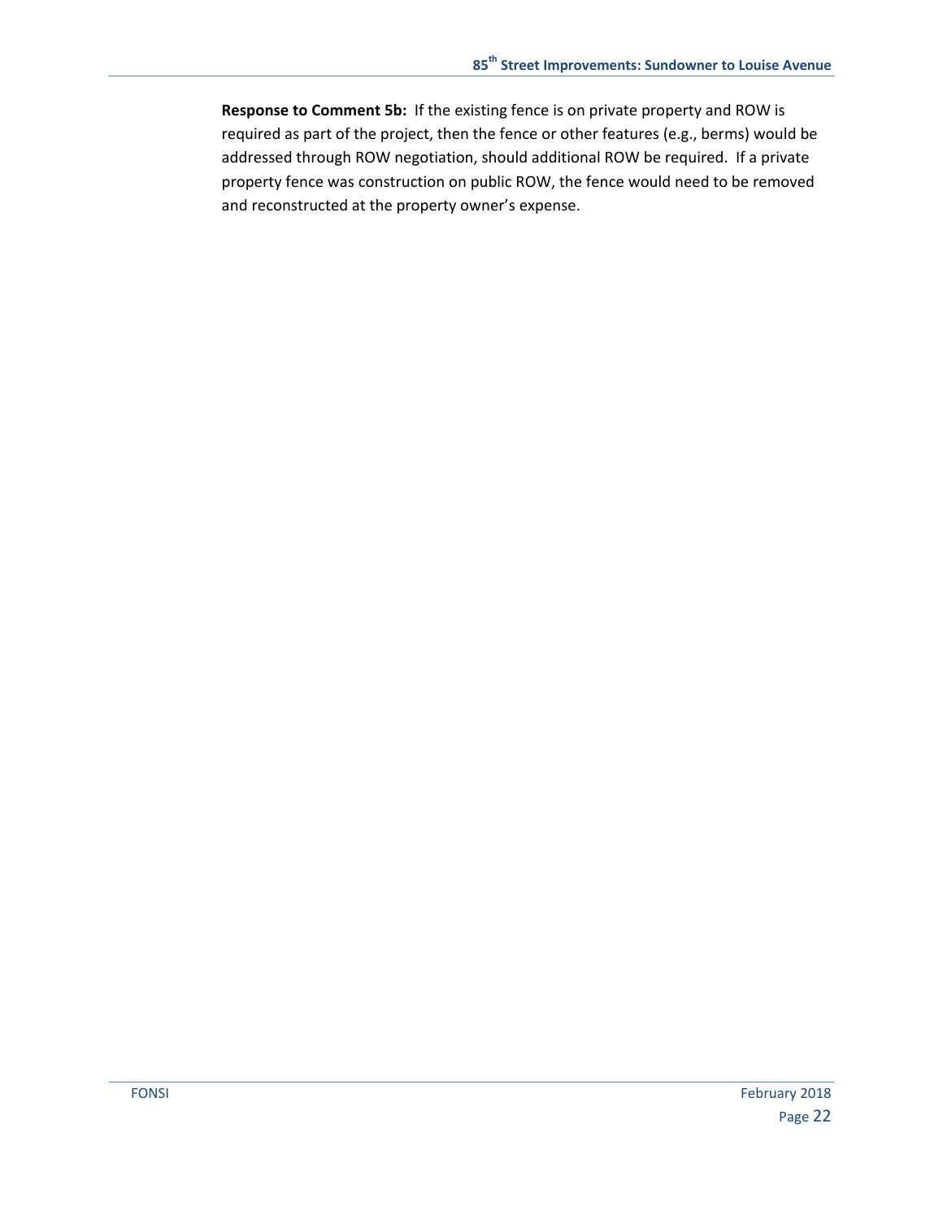**Response to Comment 5b:** If the existing fence is on private property and ROW is required as part of the project, then the fence or other features (e.g., berms) would be addressed through ROW negotiation, should additional ROW be required. If a private property fence was construction on public ROW, the fence would need to be removed and reconstructed at the property owner's expense.